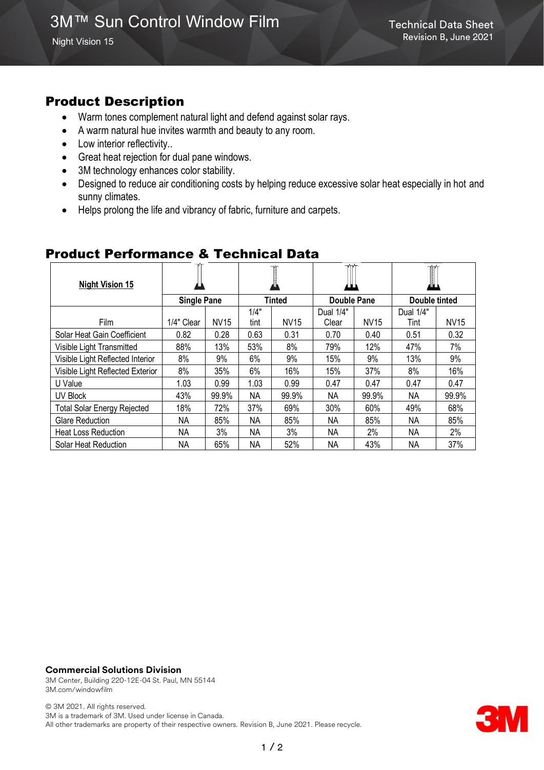# 3M™ Sun Control Window Film

Night Vision 15

Technical Data Sheet
Revision B, June 2021

## Product Description

- Warm tones complement natural light and defend against solar rays.
- A warm natural hue invites warmth and beauty to any room.
- Low interior reflectivity..
- Great heat rejection for dual pane windows.
- 3M technology enhances color stability.
- Designed to reduce air conditioning costs by helping reduce excessive solar heat especially in hot and sunny climates.
- Helps prolong the life and vibrancy of fabric, furniture and carpets.

## Product Performance & Technical Data

| **Night Vision 15** | **Single Pane** | | **Tinted** | | **Double Pane** | | **Double tinted** | |
|---|---|---|---|---|---|---|---|---|
| Film | 1/4" Clear | NV15 | 1/4" tint | NV15 | Dual 1/4" Clear | NV15 | Dual 1/4" Tint | NV15 |
| Solar Heat Gain Coefficient | 0.82 | 0.28 | 0.63 | 0.31 | 0.70 | 0.40 | 0.51 | 0.32 |
| Visible Light Transmitted | 88% | 13% | 53% | 8% | 79% | 12% | 47% | 7% |
| Visible Light Reflected Interior | 8% | 9% | 6% | 9% | 15% | 9% | 13% | 9% |
| Visible Light Reflected Exterior | 8% | 35% | 6% | 16% | 15% | 37% | 8% | 16% |
| U Value | 1.03 | 0.99 | 1.03 | 0.99 | 0.47 | 0.47 | 0.47 | 0.47 |
| UV Block | 43% | 99.9% | NA | 99.9% | NA | 99.9% | NA | 99.9% |
| Total Solar Energy Rejected | 18% | 72% | 37% | 69% | 30% | 60% | 49% | 68% |
| Glare Reduction | NA | 85% | NA | 85% | NA | 85% | NA | 85% |
| Heat Loss Reduction | NA | 3% | NA | 3% | NA | 2% | NA | 2% |
| Solar Heat Reduction | NA | 65% | NA | 52% | NA | 43% | NA | 37% |

**Commercial Solutions Division**
3M Center, Building 220-12E-04 St. Paul, MN 55144
3M.com/windowfilm

© 3M 2021. All rights reserved.
3M is a trademark of 3M. Used under license in Canada.
All other trademarks are property of their respective owners. Revision B, June 2021. Please recycle.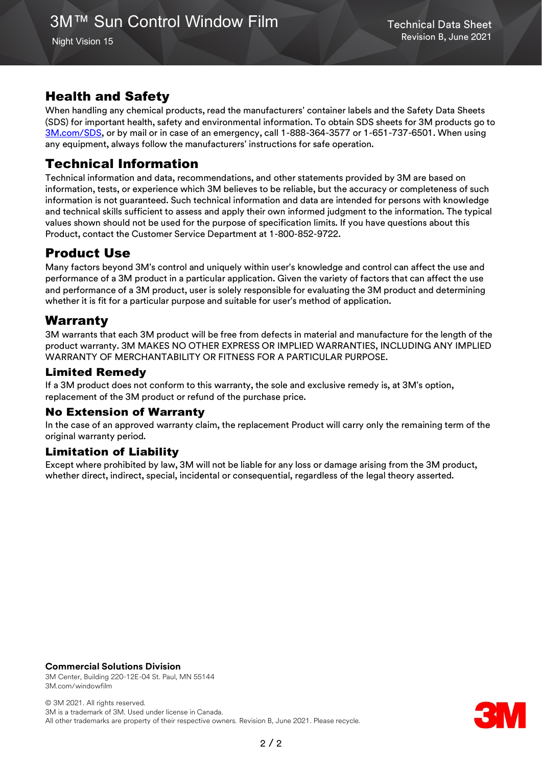## Health and Safety

When handling any chemical products, read the manufacturers' container labels and the Safety Data Sheets (SDS) for important health, safety and environmental information. To obtain SDS sheets for 3M products go to 3M.com/SDS, or by mail or in case of an emergency, call 1-888-364-3577 or 1-651-737-6501. When using any equipment, always follow the manufacturers' instructions for safe operation.

## Technical Information

Technical information and data, recommendations, and other statements provided by 3M are based on information, tests, or experience which 3M believes to be reliable, but the accuracy or completeness of such information is not guaranteed. Such technical information and data are intended for persons with knowledge and technical skills sufficient to assess and apply their own informed judgment to the information. The typical values shown should not be used for the purpose of specification limits. If you have questions about this Product, contact the Customer Service Department at 1-800-852-9722.

## Product Use

Many factors beyond 3M's control and uniquely within user's knowledge and control can affect the use and performance of a 3M product in a particular application. Given the variety of factors that can affect the use and performance of a 3M product, user is solely responsible for evaluating the 3M product and determining whether it is fit for a particular purpose and suitable for user's method of application.

## Warranty

3M warrants that each 3M product will be free from defects in material and manufacture for the length of the product warranty. 3M MAKES NO OTHER EXPRESS OR IMPLIED WARRANTIES, INCLUDING ANY IMPLIED WARRANTY OF MERCHANTABILITY OR FITNESS FOR A PARTICULAR PURPOSE.

### Limited Remedy

If a 3M product does not conform to this warranty, the sole and exclusive remedy is, at 3M's option, replacement of the 3M product or refund of the purchase price.

### No Extension of Warranty

In the case of an approved warranty claim, the replacement Product will carry only the remaining term of the original warranty period.

### Limitation of Liability

Except where prohibited by law, 3M will not be liable for any loss or damage arising from the 3M product, whether direct, indirect, special, incidental or consequential, regardless of the legal theory asserted.

**Commercial Solutions Division**
3M Center, Building 220-12E-04 St. Paul, MN 55144
3M.com/windowfilm

© 3M 2021. All rights reserved.
3M is a trademark of 3M. Used under license in Canada.
All other trademarks are property of their respective owners. Revision B, June 2021. Please recycle.